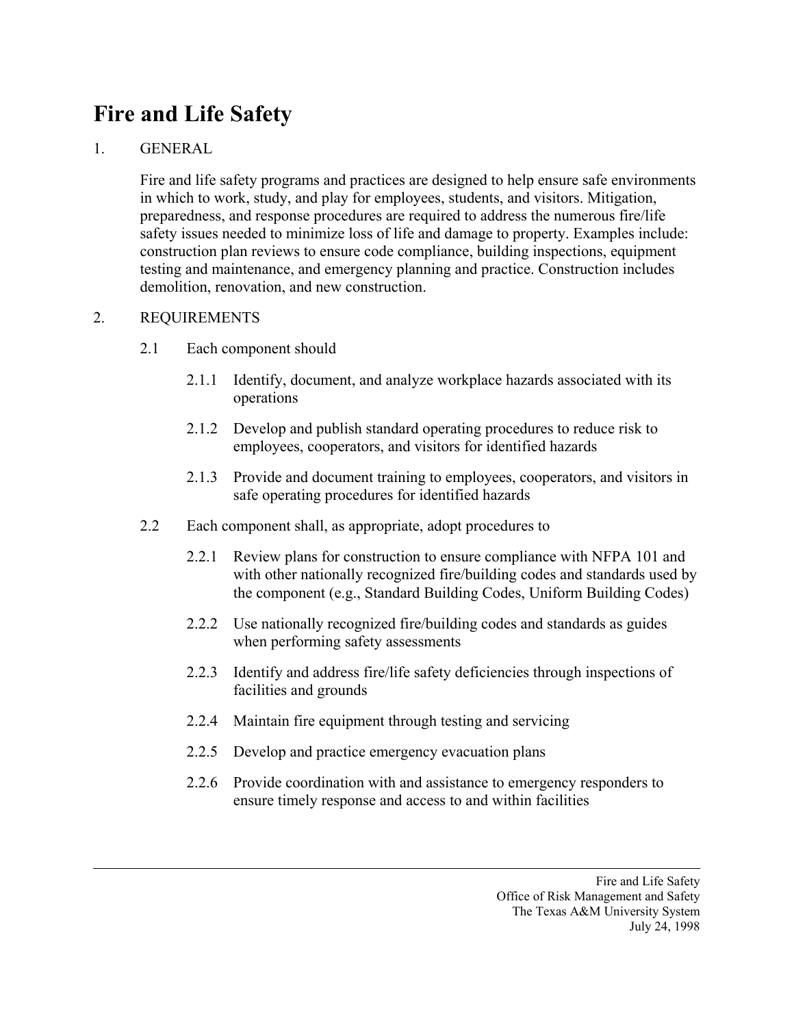# Fire and Life Safety

1. GENERAL

   Fire and life safety programs and practices are designed to help ensure safe environments in which to work, study, and play for employees, students, and visitors. Mitigation, preparedness, and response procedures are required to address the numerous fire/life safety issues needed to minimize loss of life and damage to property. Examples include: construction plan reviews to ensure code compliance, building inspections, equipment testing and maintenance, and emergency planning and practice. Construction includes demolition, renovation, and new construction.

2. REQUIREMENTS

   2.1 Each component should

   2.1.1 Identify, document, and analyze workplace hazards associated with its operations

   2.1.2 Develop and publish standard operating procedures to reduce risk to employees, cooperators, and visitors for identified hazards

   2.1.3 Provide and document training to employees, cooperators, and visitors in safe operating procedures for identified hazards

   2.2 Each component shall, as appropriate, adopt procedures to

   2.2.1 Review plans for construction to ensure compliance with NFPA 101 and with other nationally recognized fire/building codes and standards used by the component (e.g., Standard Building Codes, Uniform Building Codes)

   2.2.2 Use nationally recognized fire/building codes and standards as guides when performing safety assessments

   2.2.3 Identify and address fire/life safety deficiencies through inspections of facilities and grounds

   2.2.4 Maintain fire equipment through testing and servicing

   2.2.5 Develop and practice emergency evacuation plans

   2.2.6 Provide coordination with and assistance to emergency responders to ensure timely response and access to and within facilities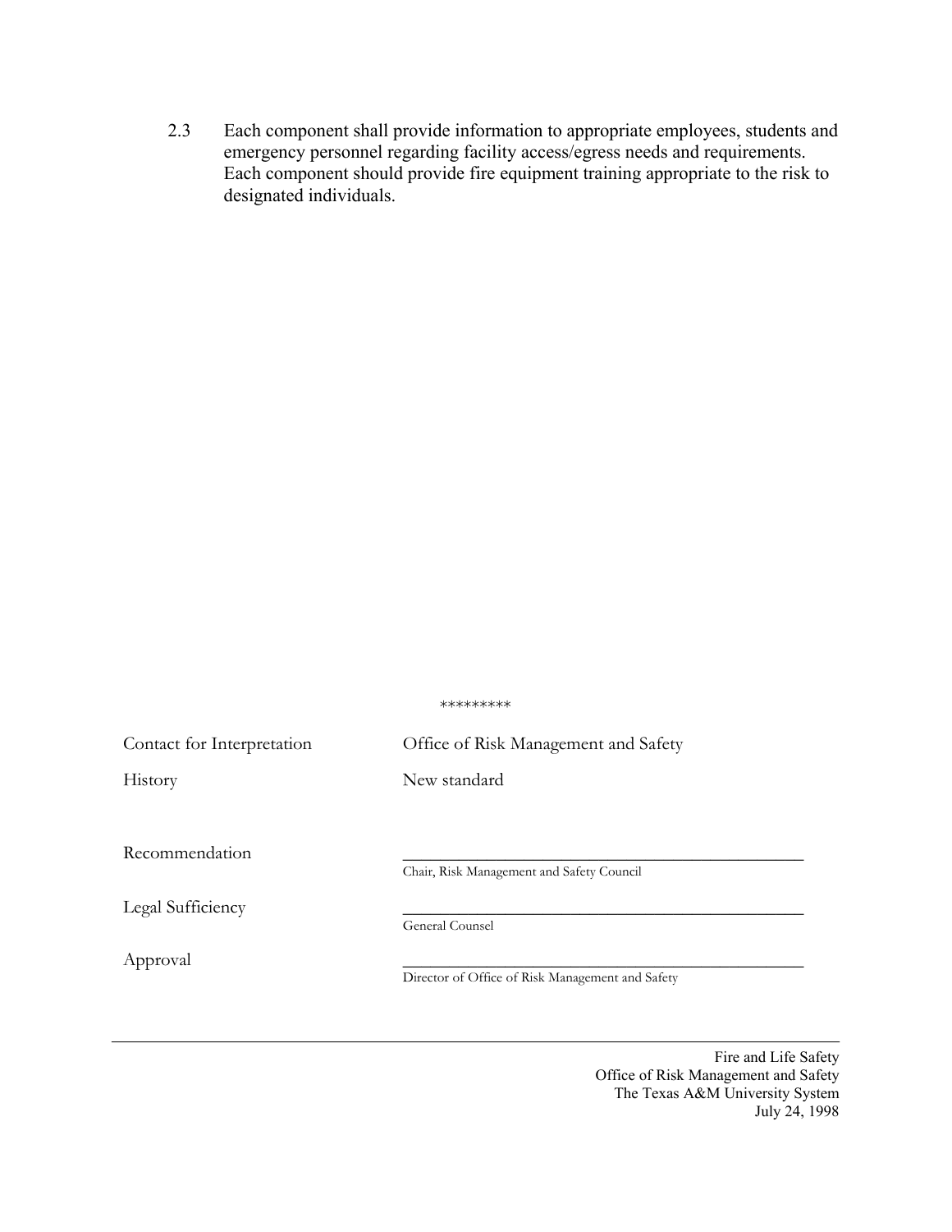2.3 Each component shall provide information to appropriate employees, students and emergency personnel regarding facility access/egress needs and requirements. Each component should provide fire equipment training appropriate to the risk to designated individuals.

*********

| | |
|---|---|
| Contact for Interpretation | Office of Risk Management and Safety |
| History | New standard |
| Recommendation | \_\_\_\_\_\_\_\_\_\_\_\_\_\_\_\_\_\_\_\_\_\_\_\_\_\_\_\_\_\_\_\_\_\_\_\_ Chair, Risk Management and Safety Council |
| Legal Sufficiency | \_\_\_\_\_\_\_\_\_\_\_\_\_\_\_\_\_\_\_\_\_\_\_\_\_\_\_\_\_\_\_\_\_\_\_\_ General Counsel |
| Approval | \_\_\_\_\_\_\_\_\_\_\_\_\_\_\_\_\_\_\_\_\_\_\_\_\_\_\_\_\_\_\_\_\_\_\_\_ Director of Office of Risk Management and Safety |

Fire and Life Safety
Office of Risk Management and Safety
The Texas A&M University System
July 24, 1998